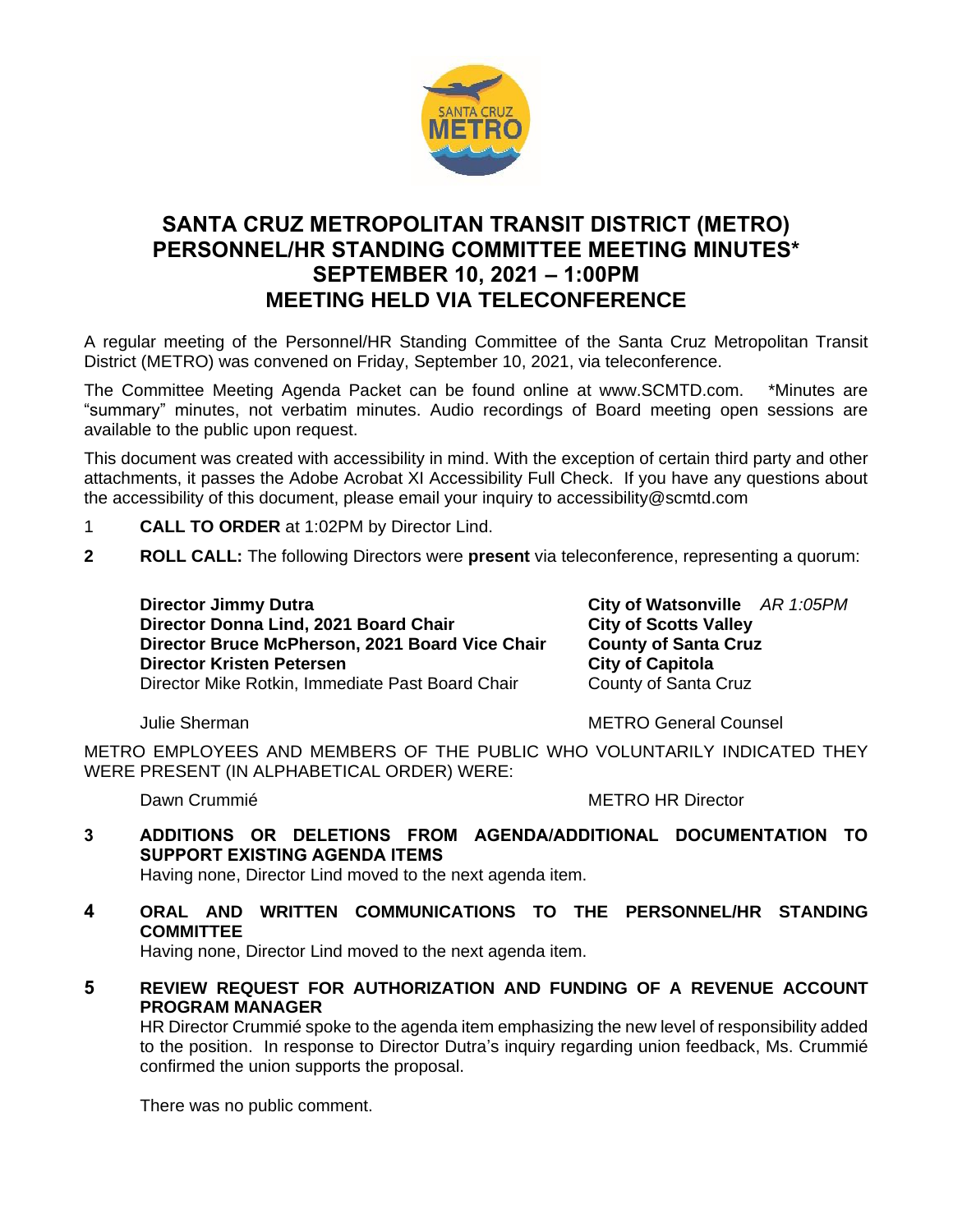# SANTA CRUZ METROPOLITAN TRANSIT DISTRICT (METRO) PERSONNEL/HR STANDING COMMITTEE MEETING MINUTES* SEPTEMBER 10, 2021 – 1:00PM MEETING HELD VIA TELECONFERENCE

A regular meeting of the Personnel/HR Standing Committee of the Santa Cruz Metropolitan Transit District (METRO) was convened on Friday, September 10, 2021, via teleconference.

The Committee Meeting Agenda Packet can be found online at www.SCMTD.com. *Minutes are "summary" minutes, not verbatim minutes. Audio recordings of Board meeting open sessions are available to the public upon request.

This document was created with accessibility in mind. With the exception of certain third party and other attachments, it passes the Adobe Acrobat XI Accessibility Full Check. If you have any questions about the accessibility of this document, please email your inquiry to accessibility@scmtd.com

1 **CALL TO ORDER** at 1:02PM by Director Lind.

**2 ROLL CALL:** The following Directors were **present** via teleconference, representing a quorum:

**Director Jimmy Dutra** — **City of Watsonville** *AR 1:05PM*
**Director Donna Lind, 2021 Board Chair** — **City of Scotts Valley**
**Director Bruce McPherson, 2021 Board Vice Chair** — **County of Santa Cruz**
**Director Kristen Petersen** — **City of Capitola**
Director Mike Rotkin, Immediate Past Board Chair — County of Santa Cruz

Julie Sherman — METRO General Counsel

METRO EMPLOYEES AND MEMBERS OF THE PUBLIC WHO VOLUNTARILY INDICATED THEY WERE PRESENT (IN ALPHABETICAL ORDER) WERE:

Dawn Crummié — METRO HR Director

**3 ADDITIONS OR DELETIONS FROM AGENDA/ADDITIONAL DOCUMENTATION TO SUPPORT EXISTING AGENDA ITEMS**

Having none, Director Lind moved to the next agenda item.

**4 ORAL AND WRITTEN COMMUNICATIONS TO THE PERSONNEL/HR STANDING COMMITTEE**

Having none, Director Lind moved to the next agenda item.

**5 REVIEW REQUEST FOR AUTHORIZATION AND FUNDING OF A REVENUE ACCOUNT PROGRAM MANAGER**

HR Director Crummié spoke to the agenda item emphasizing the new level of responsibility added to the position. In response to Director Dutra's inquiry regarding union feedback, Ms. Crummié confirmed the union supports the proposal.

There was no public comment.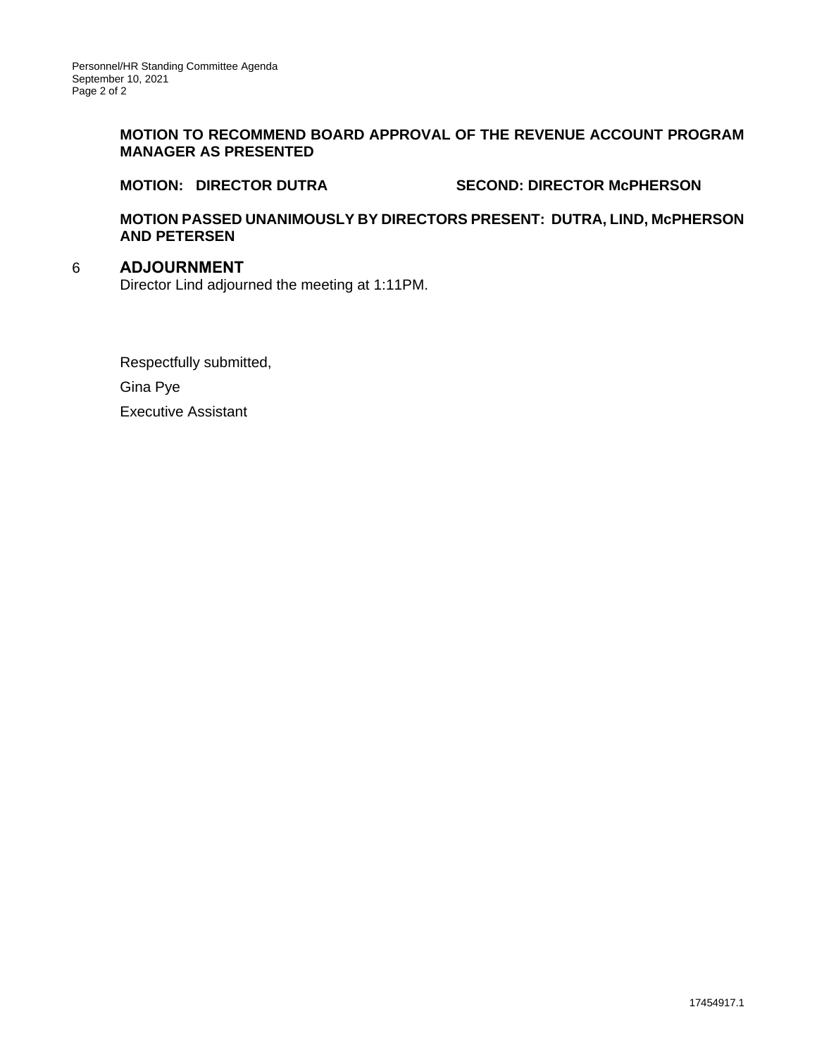**MOTION TO RECOMMEND BOARD APPROVAL OF THE REVENUE ACCOUNT PROGRAM MANAGER AS PRESENTED**

**MOTION: DIRECTOR DUTRA** **SECOND: DIRECTOR McPHERSON**

**MOTION PASSED UNANIMOUSLY BY DIRECTORS PRESENT: DUTRA, LIND, McPHERSON AND PETERSEN**

## 6 ADJOURNMENT

Director Lind adjourned the meeting at 1:11PM.

Respectfully submitted,

Gina Pye

Executive Assistant

17454917.1